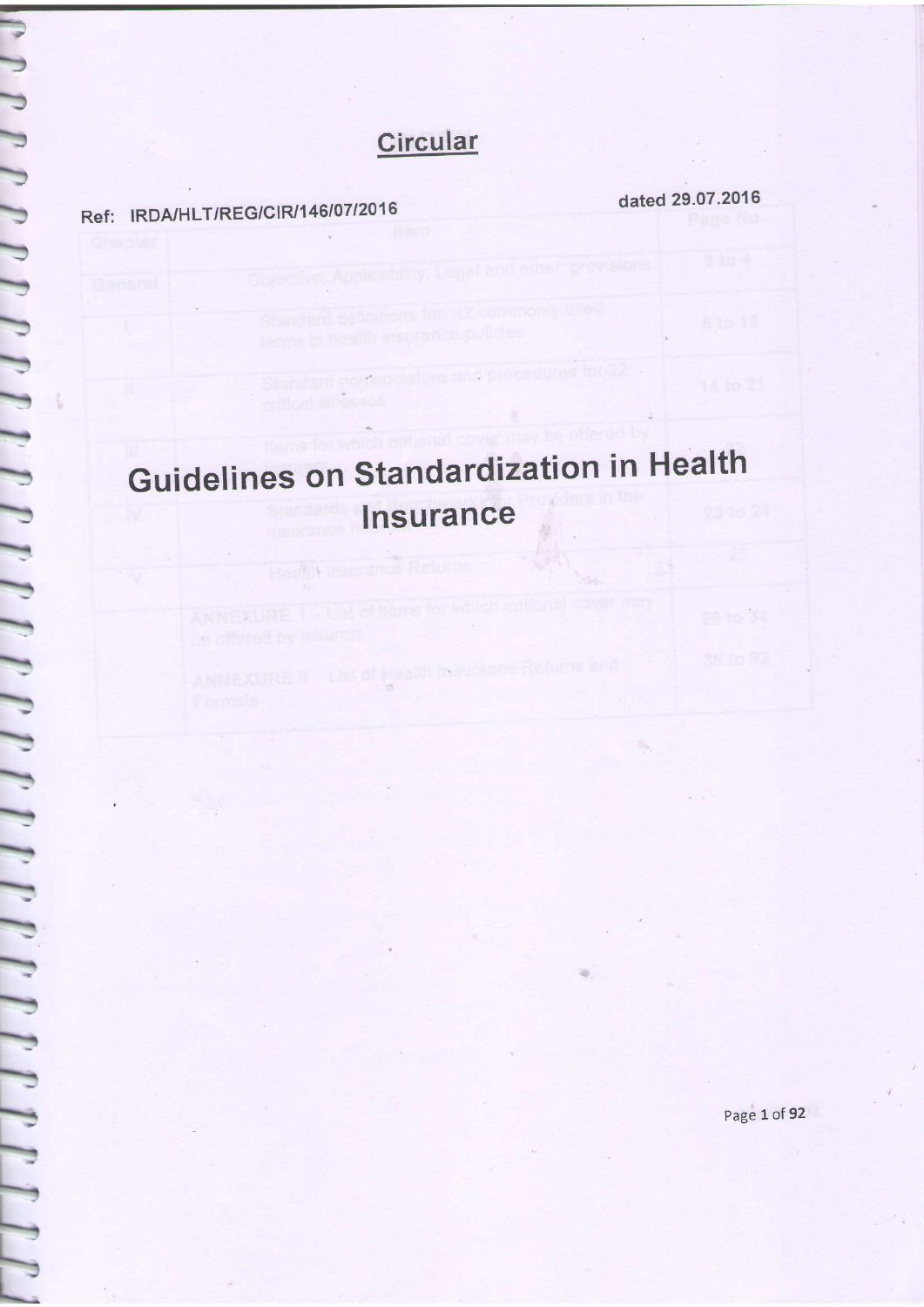# Circular

Ref: IRDA/HLT/REG/CIR/146/07/2016 dated 29.07.2016

# Guidelines on Standardization in Health Insurance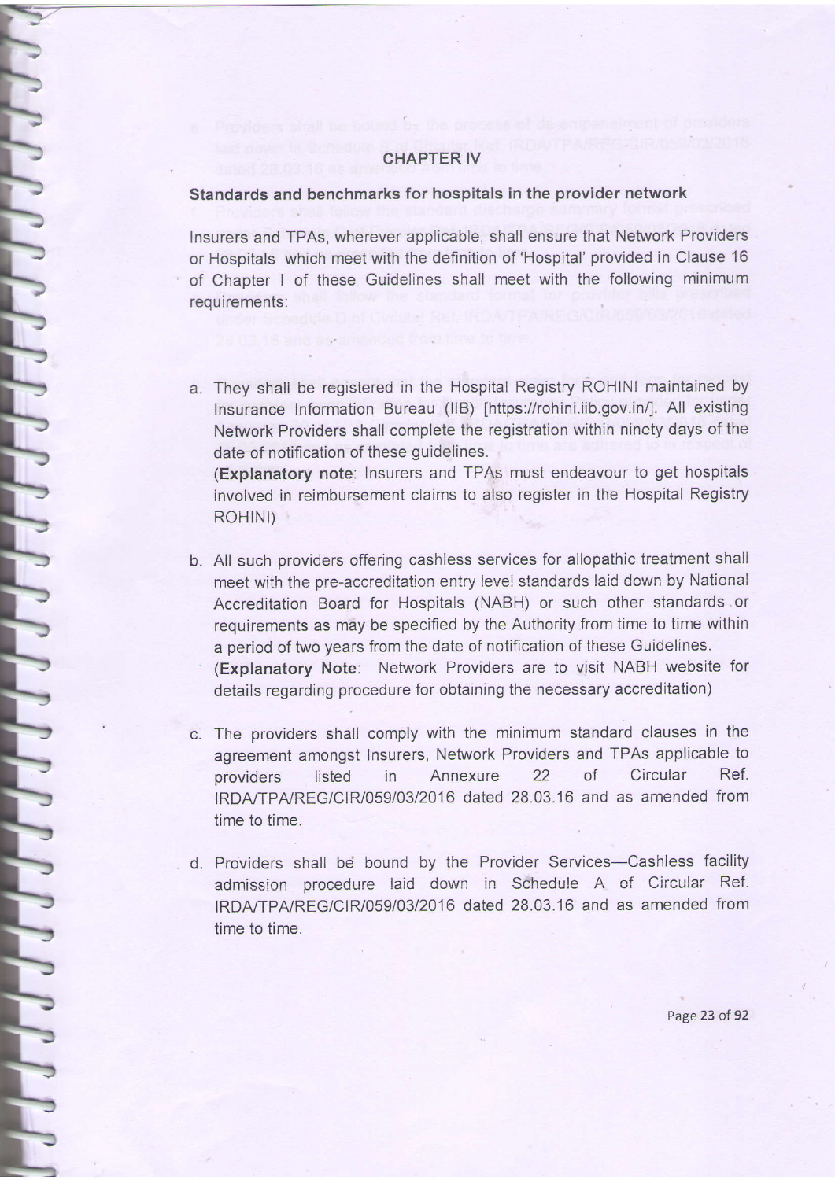## CHAPTER IV

### Standards and benchmarks for hospitals in the provider network

Insurers and TPAs, wherever applicable, shall ensure that Network Providers or Hospitals which meet with the definition of 'Hospital' provided in Clause 16 of Chapter I of these Guidelines shall meet with the following minimum requirements:

a. They shall be registered in the Hospital Registry ROHINI maintained by Insurance Information Bureau (IIB) [https://rohini.iib.gov.in/]. All existing Network Providers shall complete the registration within ninety days of the date of notification of these guidelines.
   (**Explanatory note**: Insurers and TPAs must endeavour to get hospitals involved in reimbursement claims to also register in the Hospital Registry ROHINI)

b. All such providers offering cashless services for allopathic treatment shall meet with the pre-accreditation entry level standards laid down by National Accreditation Board for Hospitals (NABH) or such other standards or requirements as may be specified by the Authority from time to time within a period of two years from the date of notification of these Guidelines.
   (**Explanatory Note**: Network Providers are to visit NABH website for details regarding procedure for obtaining the necessary accreditation)

c. The providers shall comply with the minimum standard clauses in the agreement amongst Insurers, Network Providers and TPAs applicable to providers listed in Annexure 22 of Circular Ref. IRDA/TPA/REG/CIR/059/03/2016 dated 28.03.16 and as amended from time to time.

d. Providers shall be bound by the Provider Services—Cashless facility admission procedure laid down in Schedule A of Circular Ref. IRDA/TPA/REG/CIR/059/03/2016 dated 28.03.16 and as amended from time to time.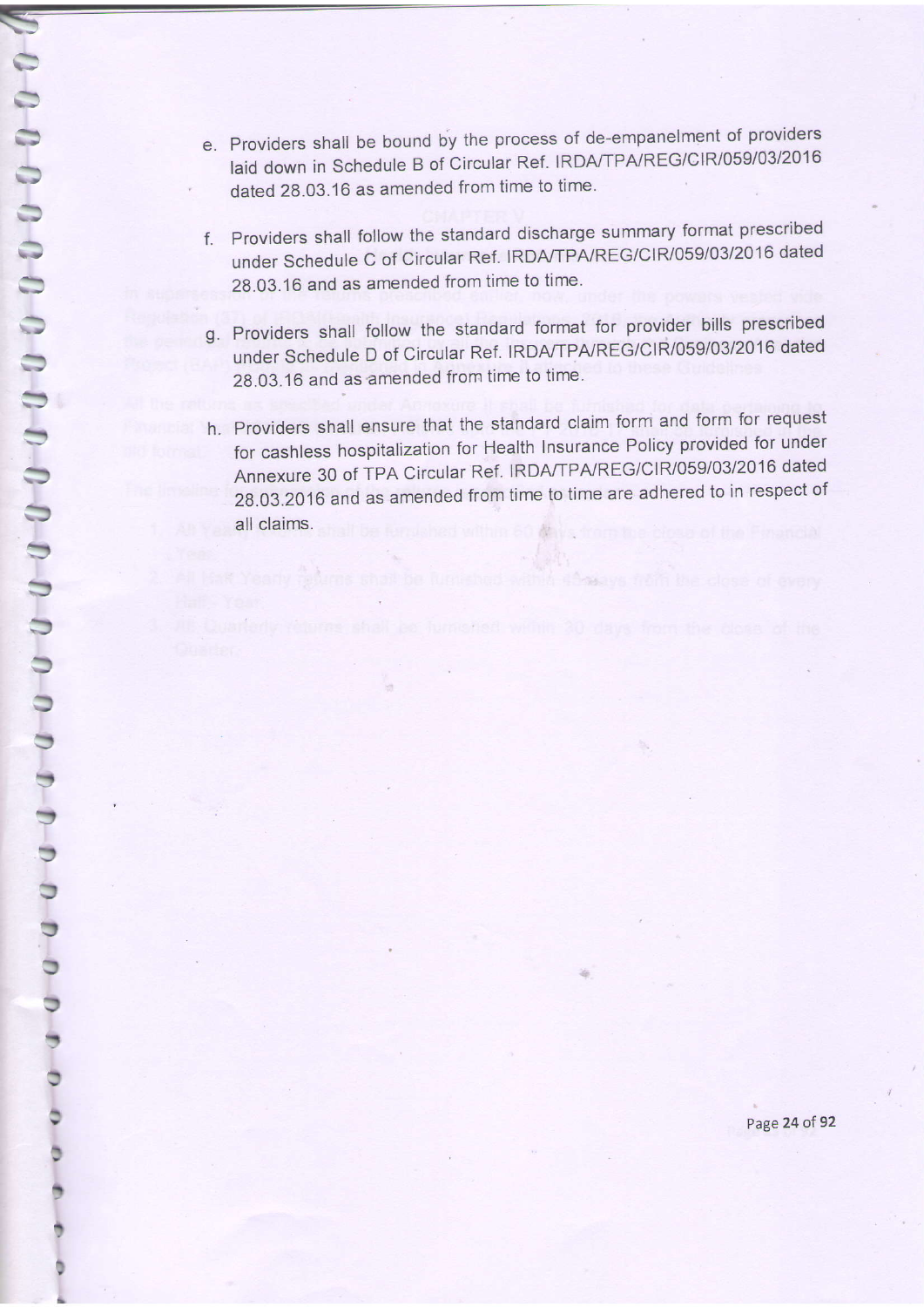e. Providers shall be bound by the process of de-empanelment of providers laid down in Schedule B of Circular Ref. IRDA/TPA/REG/CIR/059/03/2016 dated 28.03.16 as amended from time to time.

f. Providers shall follow the standard discharge summary format prescribed under Schedule C of Circular Ref. IRDA/TPA/REG/CIR/059/03/2016 dated 28.03.16 and as amended from time to time.

g. Providers shall follow the standard format for provider bills prescribed under Schedule D of Circular Ref. IRDA/TPA/REG/CIR/059/03/2016 dated 28.03.16 and as amended from time to time.

h. Providers shall ensure that the standard claim form and form for request for cashless hospitalization for Health Insurance Policy provided for under Annexure 30 of TPA Circular Ref. IRDA/TPA/REG/CIR/059/03/2016 dated 28.03.2016 and as amended from time to time are adhered to in respect of all claims.